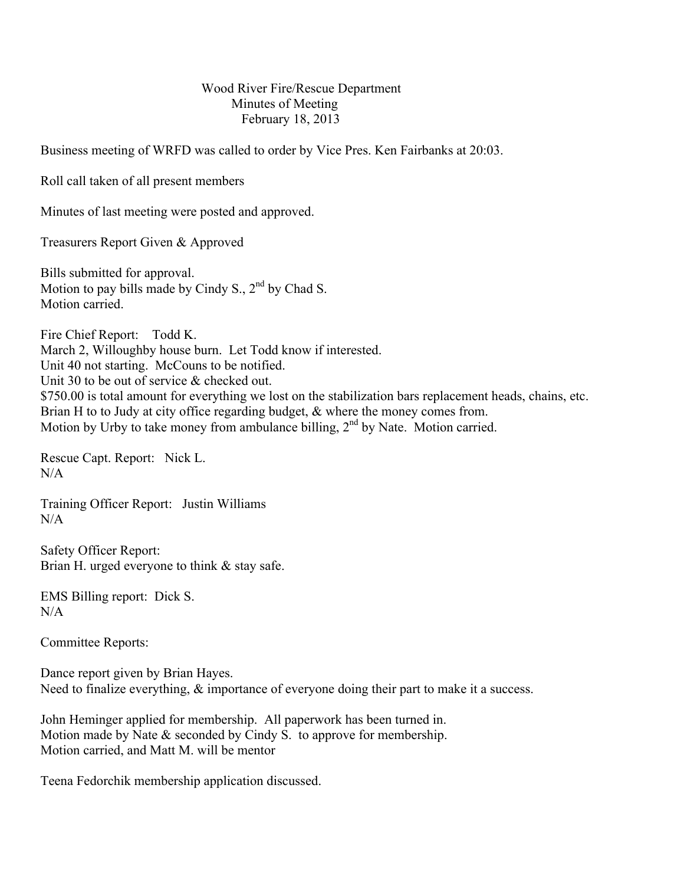# Wood River Fire/Rescue Department
## Minutes of Meeting
### February 18, 2013

Business meeting of WRFD was called to order by Vice Pres. Ken Fairbanks at 20:03.

Roll call taken of all present members

Minutes of last meeting were posted and approved.

Treasurers Report Given & Approved

Bills submitted for approval.
Motion to pay bills made by Cindy S., 2nd by Chad S.
Motion carried.

Fire Chief Report: Todd K.
March 2, Willoughby house burn. Let Todd know if interested.
Unit 40 not starting. McCouns to be notified.
Unit 30 to be out of service & checked out.
$750.00 is total amount for everything we lost on the stabilization bars replacement heads, chains, etc.
Brian H to to Judy at city office regarding budget, & where the money comes from.
Motion by Urby to take money from ambulance billing, 2nd by Nate. Motion carried.

Rescue Capt. Report: Nick L.
N/A

Training Officer Report: Justin Williams
N/A

Safety Officer Report:
Brian H. urged everyone to think & stay safe.

EMS Billing report: Dick S.
N/A

Committee Reports:

Dance report given by Brian Hayes.
Need to finalize everything, & importance of everyone doing their part to make it a success.

John Heminger applied for membership. All paperwork has been turned in.
Motion made by Nate & seconded by Cindy S. to approve for membership.
Motion carried, and Matt M. will be mentor

Teena Fedorchik membership application discussed.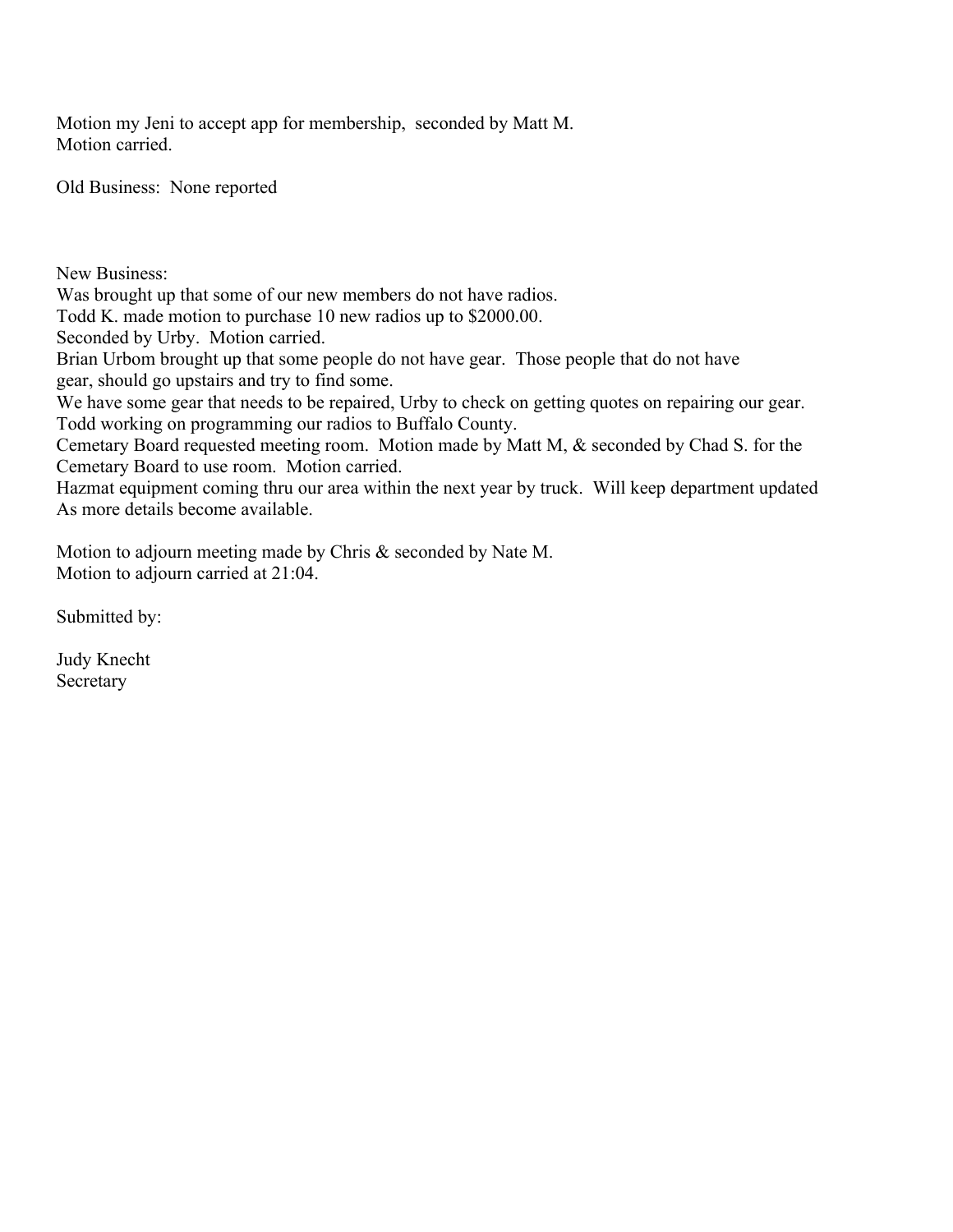Motion my Jeni to accept app for membership, seconded by Matt M.
Motion carried.

Old Business: None reported

New Business:
Was brought up that some of our new members do not have radios.
Todd K. made motion to purchase 10 new radios up to $2000.00.
Seconded by Urby. Motion carried.
Brian Urbom brought up that some people do not have gear. Those people that do not have gear, should go upstairs and try to find some.
We have some gear that needs to be repaired, Urby to check on getting quotes on repairing our gear.
Todd working on programming our radios to Buffalo County.
Cemetary Board requested meeting room. Motion made by Matt M, & seconded by Chad S. for the Cemetary Board to use room. Motion carried.
Hazmat equipment coming thru our area within the next year by truck. Will keep department updated As more details become available.

Motion to adjourn meeting made by Chris & seconded by Nate M.
Motion to adjourn carried at 21:04.

Submitted by:

Judy Knecht
Secretary